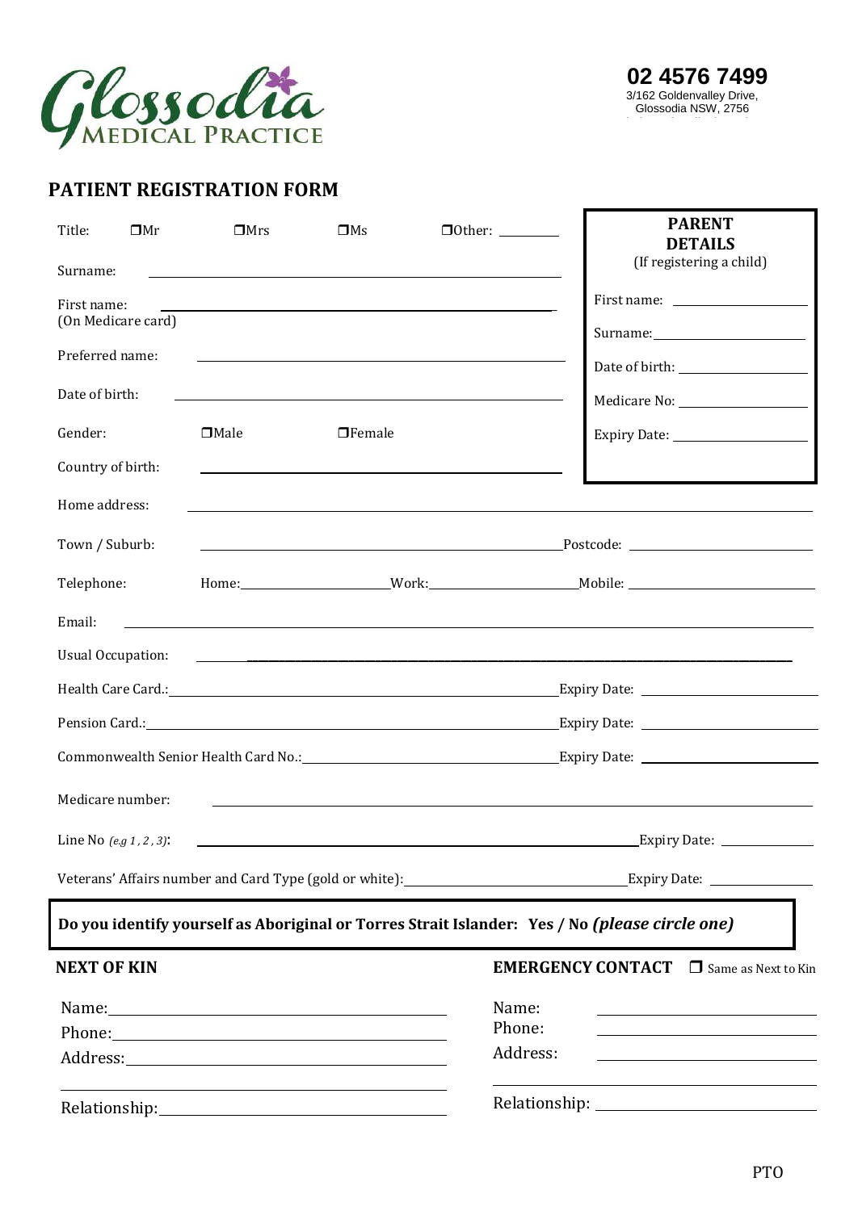Glossodia MEDICAL PRACTICE

**02 4576 7499**
3/162 Goldenvalley Drive,
Glossodia NSW, 2756

## PATIENT REGISTRATION FORM

Title: ❒Mr ❒Mrs ❒Ms ❒Other: ________

Surname: ______________________________

First name: ______________________________
(On Medicare card)

Preferred name: ______________________________

Date of birth: ______________________________

Gender: ❒Male ❒Female

Country of birth: ______________________________

**PARENT DETAILS**
(If registering a child)

First name: ____________________

Surname: ____________________

Date of birth: ____________________

Medicare No: ____________________

Expiry Date: ____________________

Home address: ______________________________

Town / Suburb: ______________________________ Postcode: ____________

Telephone: Home: ____________ Work: ____________ Mobile: ____________

Email: ______________________________

Usual Occupation: ______________________________

Health Care Card.: ______________________________ Expiry Date: ____________

Pension Card.: ______________________________ Expiry Date: ____________

Commonwealth Senior Health Card No.: ______________________________ Expiry Date: ____________

Medicare number: ______________________________

Line No *(e.g 1 , 2 , 3)*: ______________________________ Expiry Date: ____________

Veterans' Affairs number and Card Type (gold or white): ____________________ Expiry Date: ____________

**Do you identify yourself as Aboriginal or Torres Strait Islander: Yes / No *(please circle one)***

**NEXT OF KIN**

Name: ______________________________
Phone: ______________________________
Address: ______________________________
______________________________
Relationship: ______________________________

**EMERGENCY CONTACT** ❒ Same as Next to Kin

Name: ______________________________
Phone: ______________________________
Address: ______________________________
______________________________
Relationship: ______________________________

PTO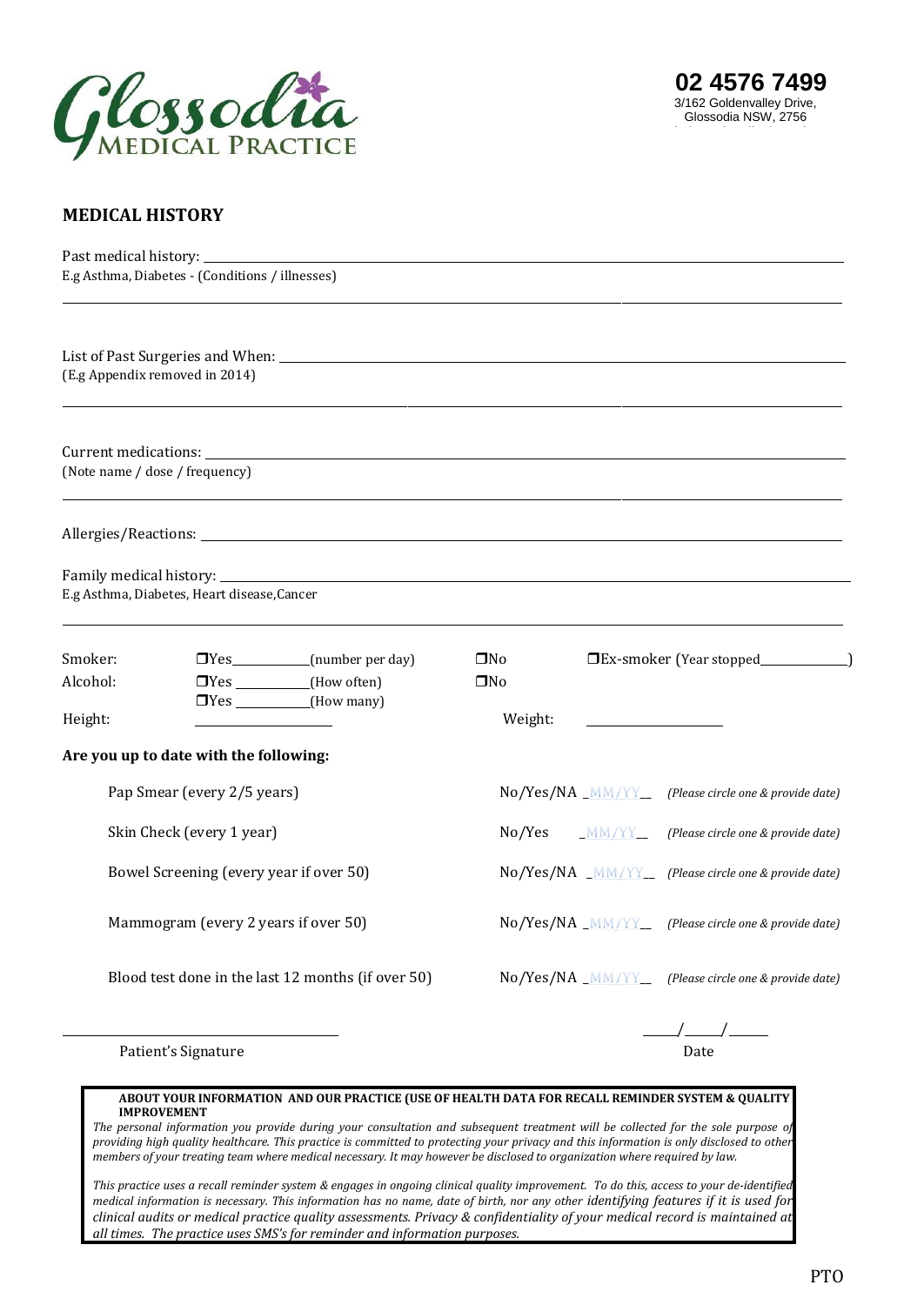Glossodia MEDICAL PRACTICE

**02 4576 7499**
3/162 Goldenvalley Drive,
Glossodia NSW, 2756

## MEDICAL HISTORY

Past medical history: ____________________________________________
E.g Asthma, Diabetes - (Conditions / illnesses)

____________________________________________

List of Past Surgeries and When: ____________________________________________
(E.g Appendix removed in 2014)

____________________________________________

Current medications: ____________________________________________
(Note name / dose / frequency)

____________________________________________

Allergies/Reactions: ____________________________________________

Family medical history: ____________________________________________
E.g Asthma, Diabetes, Heart disease,Cancer

____________________________________________

Smoker: ❒Yes__________(number per day) ❒No ❒Ex-smoker (Year stopped__________)

Alcohol: ❒Yes __________(How often) ❒No
❒Yes __________(How many)

Height: __________ Weight: __________

**Are you up to date with the following:**

| | | | |
|---|---|---|---|
| Pap Smear (every 2/5 years) | No/Yes/NA | _MM/YY_ | *(Please circle one & provide date)* |
| Skin Check (every 1 year) | No/Yes | _MM/YY_ | *(Please circle one & provide date)* |
| Bowel Screening (every year if over 50) | No/Yes/NA | _MM/YY_ | *(Please circle one & provide date)* |
| Mammogram (every 2 years if over 50) | No/Yes/NA | _MM/YY_ | *(Please circle one & provide date)* |
| Blood test done in the last 12 months (if over 50) | No/Yes/NA | _MM/YY_ | *(Please circle one & provide date)* |

____________________
Patient's Signature

____/____/____
Date

**ABOUT YOUR INFORMATION AND OUR PRACTICE (USE OF HEALTH DATA FOR RECALL REMINDER SYSTEM & QUALITY IMPROVEMENT**

*The personal information you provide during your consultation and subsequent treatment will be collected for the sole purpose of providing high quality healthcare. This practice is committed to protecting your privacy and this information is only disclosed to other members of your treating team where medical necessary. It may however be disclosed to organization where required by law.*

*This practice uses a recall reminder system & engages in ongoing clinical quality improvement. To do this, access to your de-identified medical information is necessary. This information has no name, date of birth, nor any other identifying features if it is used for clinical audits or medical practice quality assessments. Privacy & confidentiality of your medical record is maintained at all times. The practice uses SMS's for reminder and information purposes.*

PTO